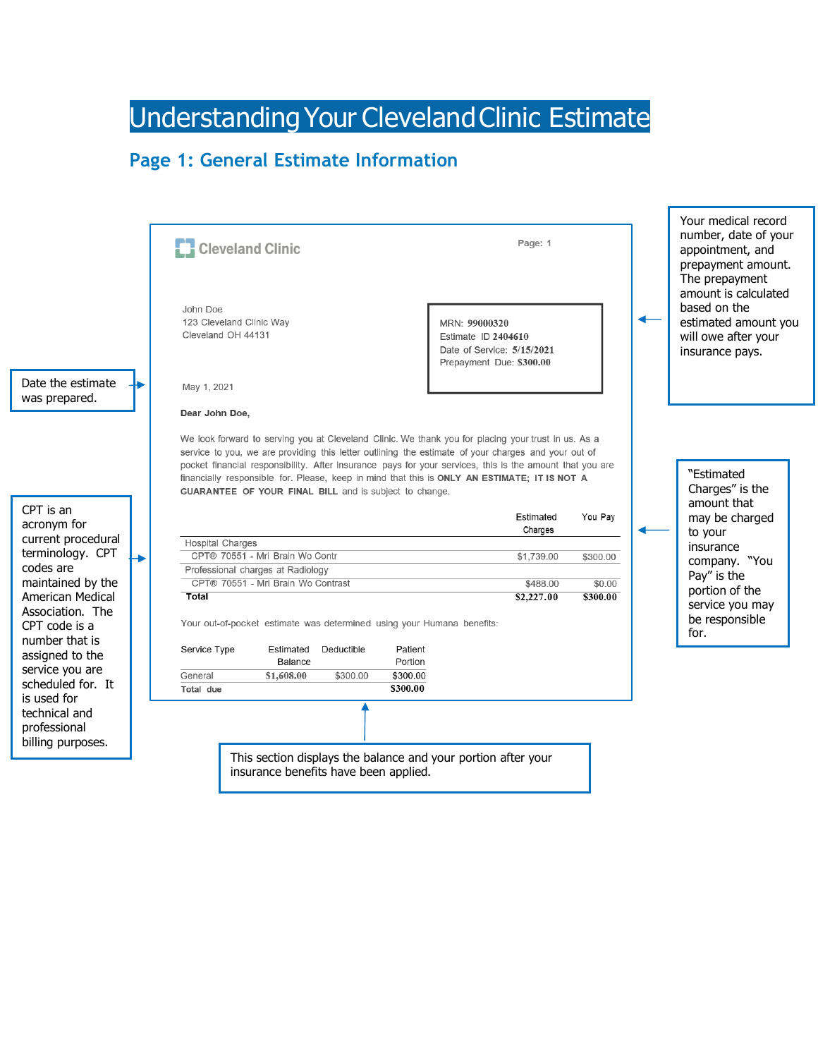# Understanding Your Cleveland Clinic Estimate

## Page 1: General Estimate Information

Cleveland Clinic

Page: 1

John Doe
123 Cleveland Clinic Way
Cleveland OH 44131

MRN: 99000320
Estimate ID 2404610
Date of Service: 5/15/2021
Prepayment Due: $300.00

Your medical record number, date of your appointment, and prepayment amount. The prepayment amount is calculated based on the estimated amount you will owe after your insurance pays.

Date the estimate was prepared.

May 1, 2021

**Dear John Doe,**

We look forward to serving you at Cleveland Clinic. We thank you for placing your trust in us. As a service to you, we are providing this letter outlining the estimate of your charges and your out of pocket financial responsibility. After insurance pays for your services, this is the amount that you are financially responsible for. Please, keep in mind that this is **ONLY AN ESTIMATE; IT IS NOT A GUARANTEE OF YOUR FINAL BILL** and is subject to change.

| | Estimated Charges | You Pay |
|---|---|---|
| Hospital Charges | | |
| CPT® 70551 - Mri Brain Wo Contr | $1,739.00 | $300.00 |
| Professional charges at Radiology | | |
| CPT® 70551 - Mri Brain Wo Contrast | $488.00 | $0.00 |
| **Total** | **$2,227.00** | **$300.00** |

CPT is an acronym for current procedural terminology. CPT codes are maintained by the American Medical Association. The CPT code is a number that is assigned to the service you are scheduled for. It is used for technical and professional billing purposes.

"Estimated Charges" is the amount that may be charged to your insurance company. "You Pay" is the portion of the service you may be responsible for.

Your out-of-pocket estimate was determined using your Humana benefits:

| Service Type | Estimated Balance | Deductible | Patient Portion |
|---|---|---|---|
| General | $1,608.00 | $300.00 | $300.00 |
| Total due | | | $300.00 |

This section displays the balance and your portion after your insurance benefits have been applied.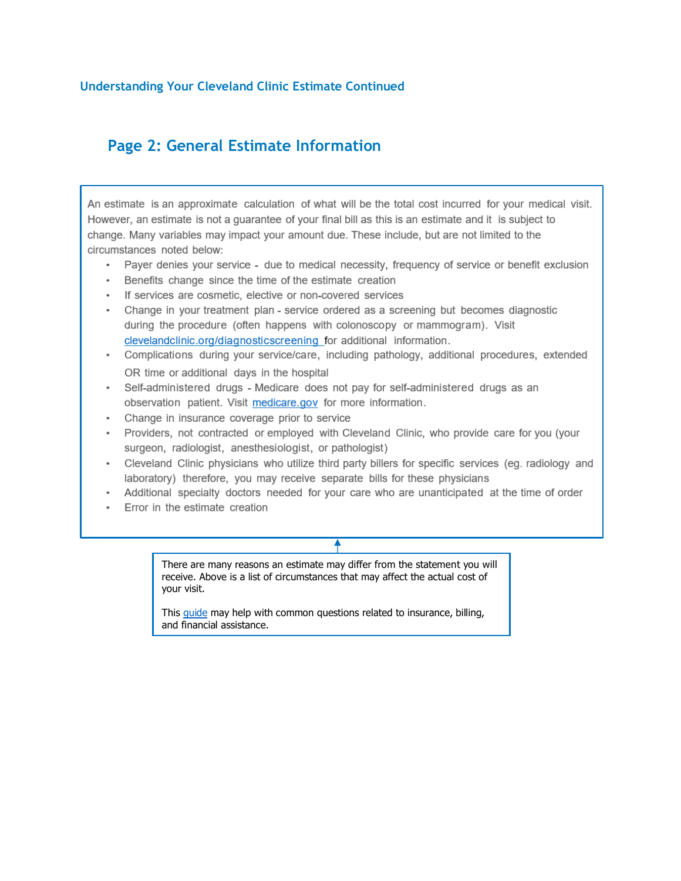### Understanding Your Cleveland Clinic Estimate Continued

## Page 2: General Estimate Information

An estimate is an approximate calculation of what will be the total cost incurred for your medical visit. However, an estimate is not a guarantee of your final bill as this is an estimate and it is subject to change. Many variables may impact your amount due. These include, but are not limited to the circumstances noted below:

- Payer denies your service - due to medical necessity, frequency of service or benefit exclusion
- Benefits change since the time of the estimate creation
- If services are cosmetic, elective or non-covered services
- Change in your treatment plan - service ordered as a screening but becomes diagnostic during the procedure (often happens with colonoscopy or mammogram). Visit clevelandclinic.org/diagnosticscreening for additional information.
- Complications during your service/care, including pathology, additional procedures, extended OR time or additional days in the hospital
- Self-administered drugs - Medicare does not pay for self-administered drugs as an observation patient. Visit medicare.gov for more information.
- Change in insurance coverage prior to service
- Providers, not contracted or employed with Cleveland Clinic, who provide care for you (your surgeon, radiologist, anesthesiologist, or pathologist)
- Cleveland Clinic physicians who utilize third party billers for specific services (eg. radiology and laboratory) therefore, you may receive separate bills for these physicians
- Additional specialty doctors needed for your care who are unanticipated at the time of order
- Error in the estimate creation

There are many reasons an estimate may differ from the statement you will receive. Above is a list of circumstances that may affect the actual cost of your visit.

This guide may help with common questions related to insurance, billing, and financial assistance.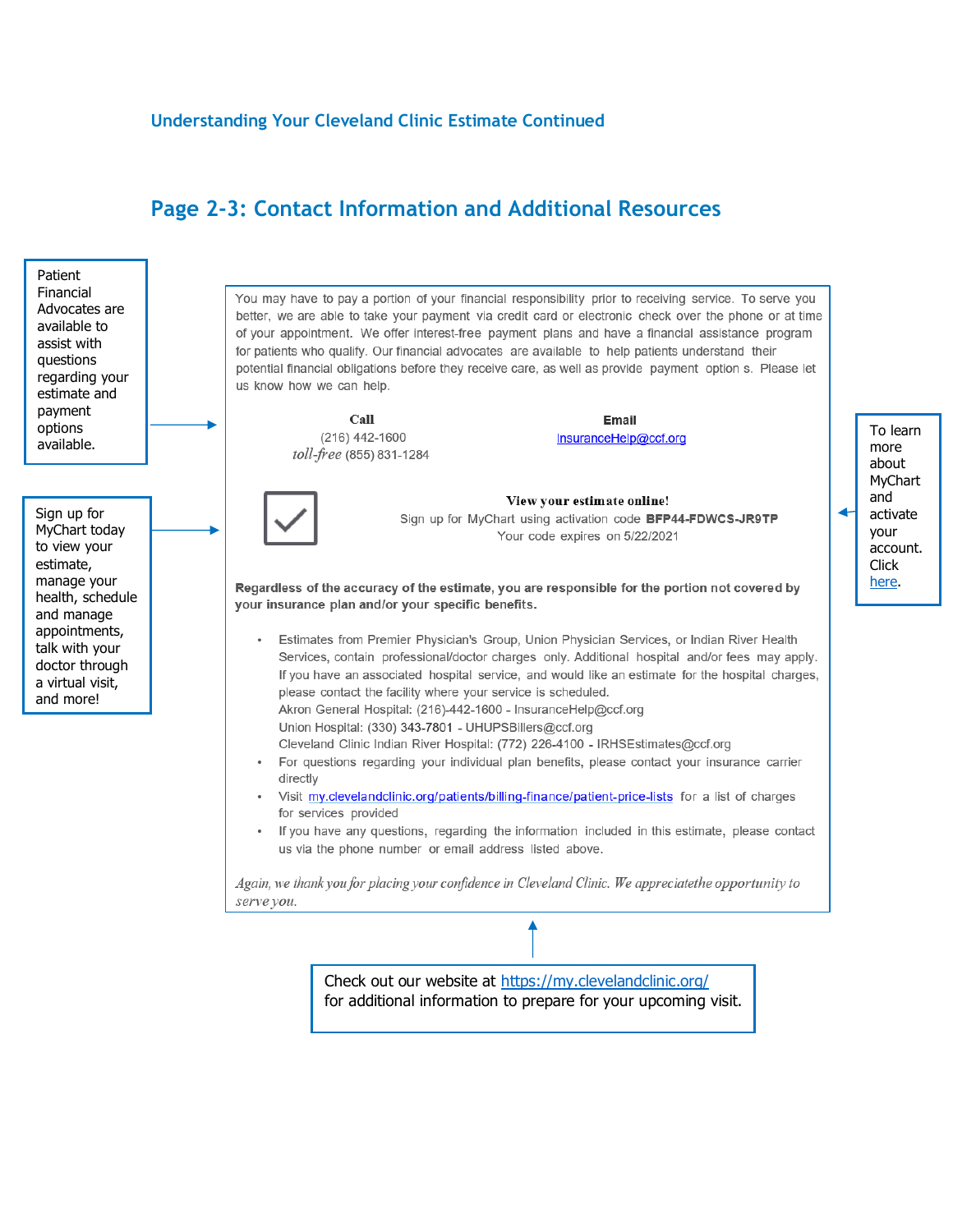## Understanding Your Cleveland Clinic Estimate Continued

# Page 2-3: Contact Information and Additional Resources

Patient Financial Advocates are available to assist with questions regarding your estimate and payment options available.

You may have to pay a portion of your financial responsibility prior to receiving service. To serve you better, we are able to take your payment via credit card or electronic check over the phone or at time of your appointment. We offer interest-free payment plans and have a financial assistance program for patients who qualify. Our financial advocates are available to help patients understand their potential financial obligations before they receive care, as well as provide payment option s. Please let us know how we can help.

**Call**
(216) 442-1600
*toll-free* (855) 831-1284

**Email**
InsuranceHelp@ccf.org

Sign up for MyChart today to view your estimate, manage your health, schedule and manage appointments, talk with your doctor through a virtual visit, and more!

**View your estimate online!**
Sign up for MyChart using activation code **BFP44-FDWCS-JR9TP**
Your code expires on 5/22/2021

To learn more about MyChart and activate your account. Click here.

**Regardless of the accuracy of the estimate, you are responsible for the portion not covered by your insurance plan and/or your specific benefits.**

- Estimates from Premier Physician's Group, Union Physician Services, or Indian River Health Services, contain professional/doctor charges only. Additional hospital and/or fees may apply. If you have an associated hospital service, and would like an estimate for the hospital charges, please contact the facility where your service is scheduled.
  Akron General Hospital: (216)-442-1600 - InsuranceHelp@ccf.org
  Union Hospital: (330) 343-7801 - UHUPSBillers@ccf.org
  Cleveland Clinic Indian River Hospital: (772) 226-4100 - IRHSEstimates@ccf.org
- For questions regarding your individual plan benefits, please contact your insurance carrier directly
- Visit my.clevelandclinic.org/patients/billing-finance/patient-price-lists for a list of charges for services provided
- If you have any questions, regarding the information included in this estimate, please contact us via the phone number or email address listed above.

*Again, we thank you for placing your confidence in Cleveland Clinic. We appreciatethe opportunity to serve you.*

Check out our website at https://my.clevelandclinic.org/ for additional information to prepare for your upcoming visit.